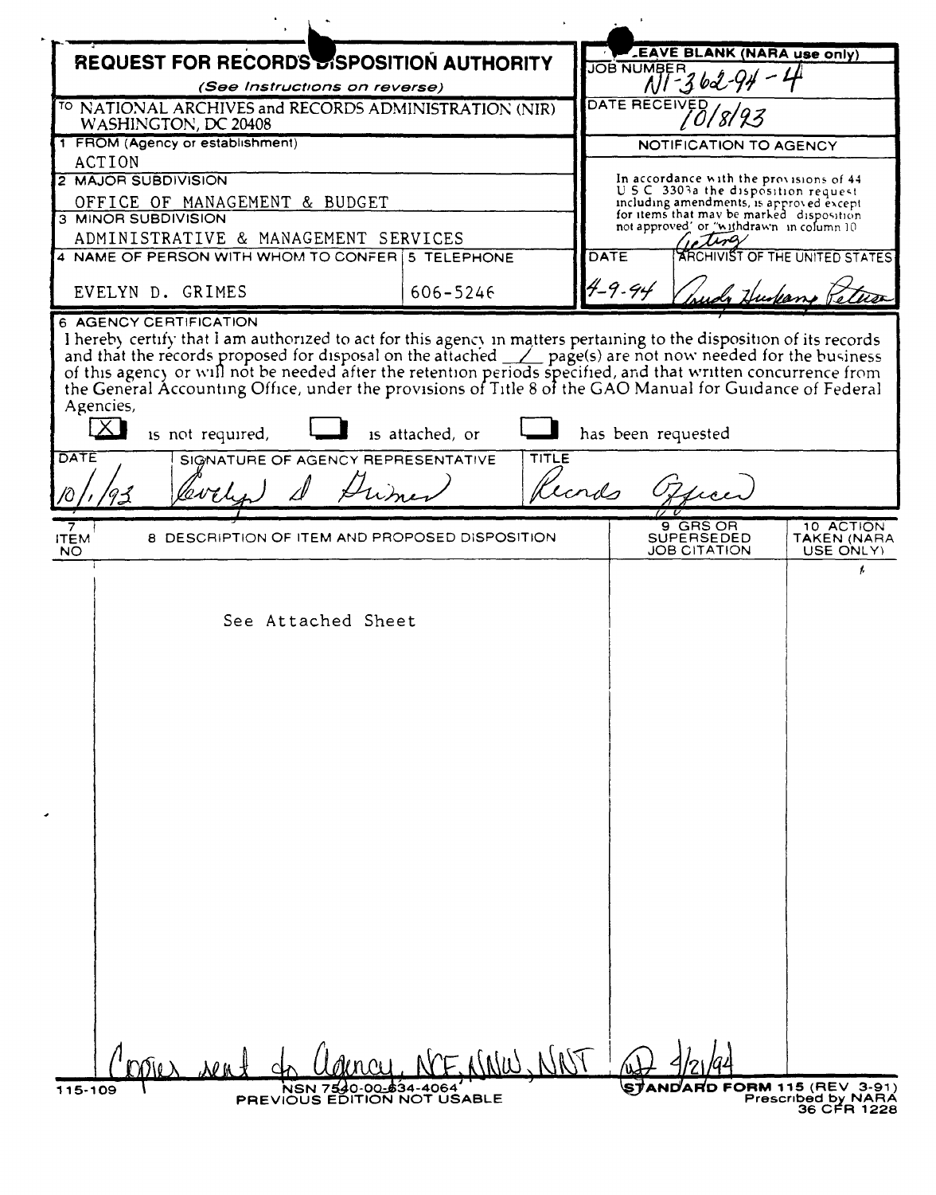# REQUEST FOR RECORDS DISPOSITION AUTHORITY

*(See Instructions on reverse)*

| | |
|---|---|
| TO NATIONAL ARCHIVES and RECORDS ADMINISTRATION (NIR) WASHINGTON, DC 20408 | **LEAVE BLANK (NARA use only)** JOB NUMBER N1-362-94-4 |
| 1 FROM (Agency or establishment) ACTION | DATE RECEIVED 10/8/93 |
| 2 MAJOR SUBDIVISION OFFICE OF MANAGEMENT & BUDGET | NOTIFICATION TO AGENCY |
| 3 MINOR SUBDIVISION ADMINISTRATIVE & MANAGEMENT SERVICES | In accordance with the provisions of 44 U S C 3303a the disposition request including amendments, is approved except for items that may be marked "disposition not approved" or "withdrawn" in column 10 |
| 4 NAME OF PERSON WITH WHOM TO CONFER: EVELYN D. GRIMES — 5 TELEPHONE: 606-5246 | DATE 4-9-94 — Acting ARCHIVIST OF THE UNITED STATES (signature) |

**6 AGENCY CERTIFICATION**

I hereby certify that I am authorized to act for this agency in matters pertaining to the disposition of its records and that the records proposed for disposal on the attached 1 page(s) are not now needed for the business of this agency or will not be needed after the retention periods specified, and that written concurrence from the General Accounting Office, under the provisions of Title 8 of the GAO Manual for Guidance of Federal Agencies,

[X] is not required, [ ] is attached, or [ ] has been requested

| DATE | SIGNATURE OF AGENCY REPRESENTATIVE | TITLE |
|---|---|---|
| 10/1/93 | Evelyn D Grimes | Records Officer |

| 7 ITEM NO | 8 DESCRIPTION OF ITEM AND PROPOSED DISPOSITION | 9 GRS OR SUPERSEDED JOB CITATION | 10 ACTION TAKEN (NARA USE ONLY) |
|---|---|---|---|
| | See Attached Sheet | | |

Copies sent to Agency, NCF, NNW, NNT (initials) 4/21/94

115-109 NSN 7540-00-634-4064 PREVIOUS EDITION NOT USABLE

STANDARD FORM 115 (REV 3-91) Prescribed by NARA 36 CFR 1228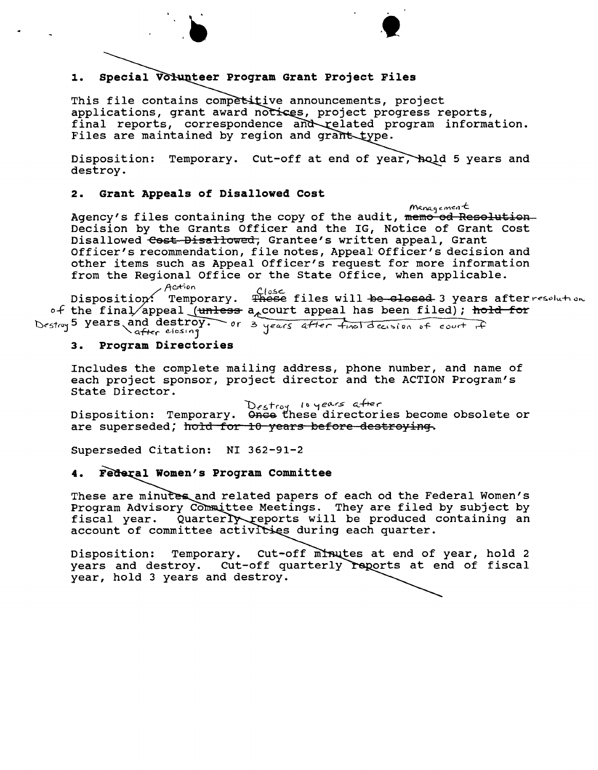## 1. Special Volunteer Program Grant Project Files

This file contains competitive announcements, project applications, grant award notices, project progress reports, final reports, correspondence and related program information. Files are maintained by region and grant type.

Disposition: Temporary. Cut-off at end of year, hold 5 years and destroy.

## 2. Grant Appeals of Disallowed Cost

Agency's files containing the copy of the audit, Management ~~memo od Resolution~~ Decision by the Grants Officer and the IG, Notice of Grant Cost Disallowed ~~Cost Disallowed~~, Grantee's written appeal, Grant Officer's recommendation, file notes, Appeal Officer's decision and other items such as Appeal Officer's request for more information from the Regional Office or the State Office, when applicable.

Disposition Action: Temporary. Close ~~These~~ files will ~~be closed~~ 3 years after resolution of the final appeal (~~unless~~ a court appeal has been filed); ~~hold for~~ Destroy 5 years after closing ~~and destroy.~~ or 3 years after final decision of court if

## 3. Program Directories

Includes the complete mailing address, phone number, and name of each project sponsor, project director and the ACTION Program's State Director.

Disposition: Temporary. Destroy 10 years after ~~Once~~ these directories become obsolete or are superseded; ~~hold for 10 years before destroying.~~

Superseded Citation: NI 362-91-2

## 4. Federal Women's Program Committee

These are minutes and related papers of each od the Federal Women's Program Advisory Committee Meetings. They are filed by subject by fiscal year. Quarterly reports will be produced containing an account of committee activities during each quarter.

Disposition: Temporary. Cut-off minutes at end of year, hold 2 years and destroy. Cut-off quarterly reports at end of fiscal year, hold 3 years and destroy.